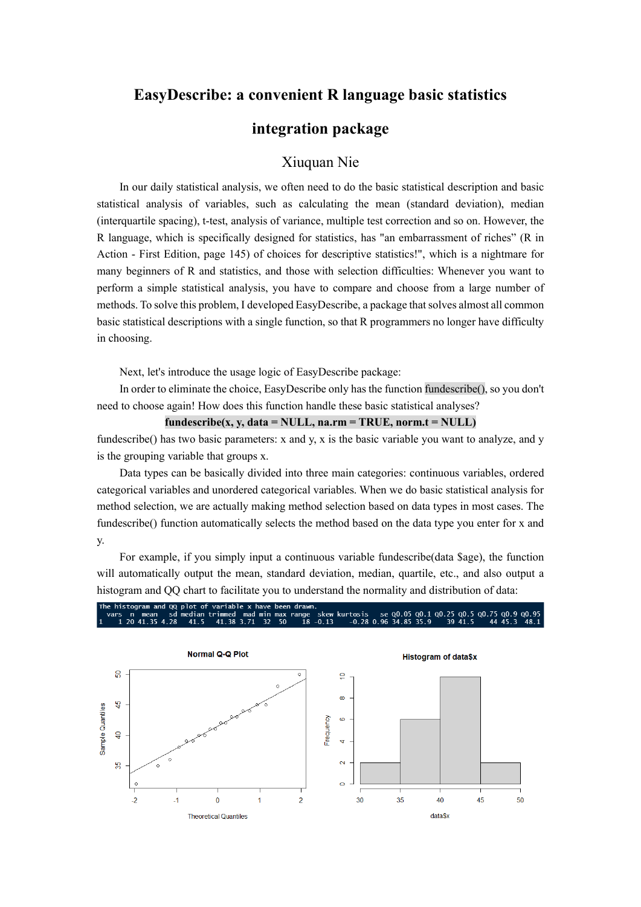# EasyDescribe: a convenient R language basic statistics integration package

Xiuquan Nie

In our daily statistical analysis, we often need to do the basic statistical description and basic statistical analysis of variables, such as calculating the mean (standard deviation), median (interquartile spacing), t-test, analysis of variance, multiple test correction and so on. However, the R language, which is specifically designed for statistics, has "an embarrassment of riches" (R in Action - First Edition, page 145) of choices for descriptive statistics!", which is a nightmare for many beginners of R and statistics, and those with selection difficulties: Whenever you want to perform a simple statistical analysis, you have to compare and choose from a large number of methods. To solve this problem, I developed EasyDescribe, a package that solves almost all common basic statistical descriptions with a single function, so that R programmers no longer have difficulty in choosing.

Next, let's introduce the usage logic of EasyDescribe package:

In order to eliminate the choice, EasyDescribe only has the function fundescribe(), so you don't need to choose again! How does this function handle these basic statistical analyses?

**fundescribe(x, y, data = NULL, na.rm = TRUE, norm.t = NULL)**

fundescribe() has two basic parameters: x and y, x is the basic variable you want to analyze, and y is the grouping variable that groups x.

Data types can be basically divided into three main categories: continuous variables, ordered categorical variables and unordered categorical variables. When we do basic statistical analysis for method selection, we are actually making method selection based on data types in most cases. The fundescribe() function automatically selects the method based on the data type you enter for x and y.

For example, if you simply input a continuous variable fundescribe(data $age), the function will automatically output the mean, standard deviation, median, quartile, etc., and also output a histogram and QQ chart to facilitate you to understand the normality and distribution of data:

```
The histogram and QQ plot of variable x have been drawn.
  vars  n  mean   sd median trimmed  mad min max range  skew kurtosis   se Q0.05 Q0.1 Q0.25 Q0.5 Q0.75 Q0.9 Q0.95
1    1 20 41.35 4.28   41.5   41.38 3.71  32  50    18 -0.13    -0.28 0.96 34.85 35.9    39 41.5    44 45.3  48.1
```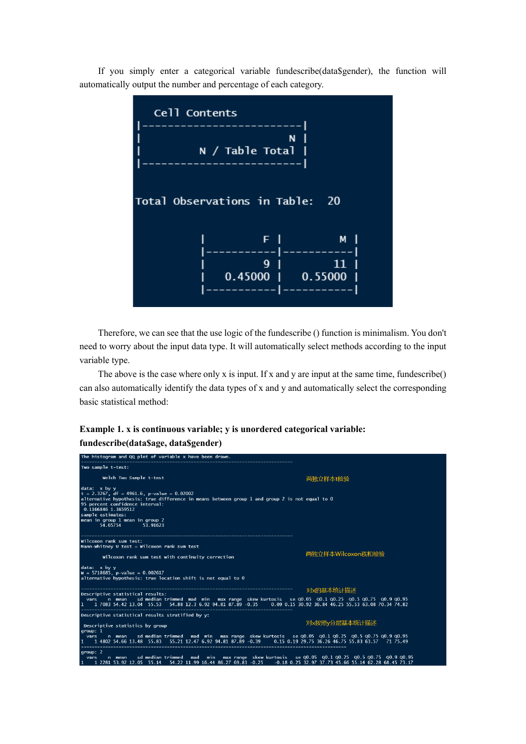If you simply enter a categorical variable fundescribe(data$gender), the function will automatically output the number and percentage of each category.

```
   Cell Contents
|-------------------------|
|                       N |
|         N / Table Total |
|-------------------------|


Total Observations in Table:  20


          |         F |         M |
          |-----------|-----------|
          |         9 |        11 |
          |   0.45000 |   0.55000 |
          |-----------|-----------|
```

Therefore, we can see that the use logic of the fundescribe () function is minimalism. You don't need to worry about the input data type. It will automatically select methods according to the input variable type.

The above is the case where only x is input. If x and y are input at the same time, fundescribe() can also automatically identify the data types of x and y and automatically select the corresponding basic statistical method:

**Example 1. x is continuous variable; y is unordered categorical variable: fundescribe(data$age, data$gender)**

```
The histogram and QQ plot of variable x have been drawn.
---------------------------------------------------------------------------------
Two sample t-test:

        Welch Two Sample t-test                                  两独立样本t检验

data:  x by y
t = 2.3267, df = 4961.6, p-value = 0.02002
alternative hypothesis: true difference in means between group 1 and group 2 is not equal to 0
95 percent confidence interval:
 0.1166846 1.3659512
sample estimates:
mean in group 1 mean in group 2
       54.65754        53.91623

---------------------------------------------------------------------------------
Wilcoxon rank sum test:
Mann-Whitney U test = Wilcoxon rank sum test
                                                                 两独立样本Wilcoxon秩和检验
        Wilcoxon rank sum test with continuity correction

data:  x by y
W = 5718685, p-value = 0.002617
alternative hypothesis: true location shift is not equal to 0

---------------------------------------------------------------------------------
Descriptive statistical results:                                 对x的基本统计描述
  vars    n  mean    sd median trimmed  mad  min   max range  skew kurtosis   se Q0.05  Q0.1 Q0.25  Q0.5 Q0.75  Q0.9 Q0.95
1    1 7083 54.42 13.04  55.53   54.88 12.3 6.92 94.81 87.89 -0.35     0.09 0.15 30.92 36.84 46.25 55.53 63.08 70.34 74.82
---------------------------------------------------------------------------------
Descriptive statistical results stratified by y:
                                                                 对x按照y分层基本统计描述
 Descriptive statistics by group
group: 1
  vars    n  mean    sd median trimmed   mad  min   max range  skew kurtosis   se Q0.05  Q0.1 Q0.25  Q0.5 Q0.75 Q0.9 Q0.95
1    1 4802 54.66 13.48  55.83   55.21 12.47 6.92 94.81 87.89 -0.39     0.15 0.19 29.75 36.26 46.75 55.83 63.57   71 75.49
---------------------------------------------------------------------------------
group: 2
  vars    n  mean    sd median trimmed   mad   min   max range  skew kurtosis   se Q0.05  Q0.1 Q0.25  Q0.5 Q0.75  Q0.9 Q0.95
1    1 2281 53.92 12.05  55.14   54.22 11.99 16.44 86.27 69.83 -0.25    -0.18 0.25 32.97 37.73 45.66 55.14 62.28 68.45 73.17
```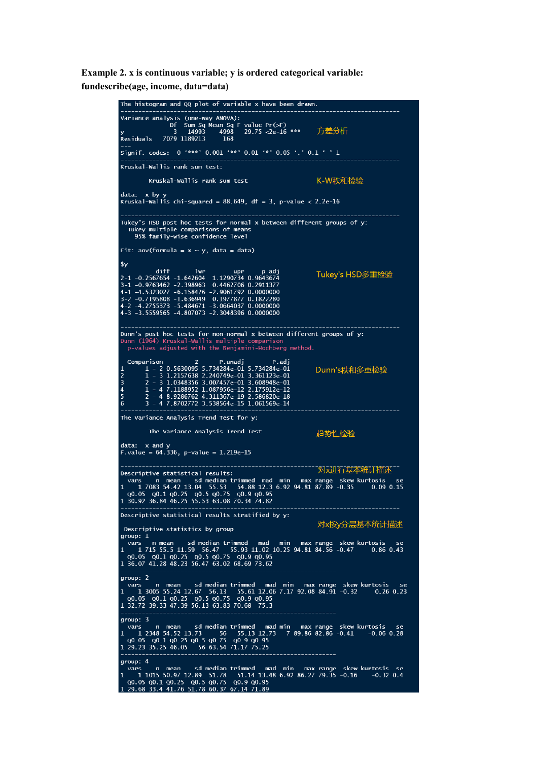**Example 2. x is continuous variable; y is ordered categorical variable: fundescribe(age, income, data=data)**

```
The histogram and QQ plot of variable x have been drawn.
-------------------------------------------------------------------------------
Variance analysis (one-way ANOVA):
              Df  Sum Sq Mean Sq F value Pr(>F)
y              3   14993    4998   29.75 <2e-16 ***          方差分析
Residuals   7079 1189213     168
---
Signif. codes:  0 '***' 0.001 '**' 0.01 '*' 0.05 '.' 0.1 ' ' 1
-------------------------------------------------------------------------------
Kruskal-Wallis rank sum test:

        Kruskal-Wallis rank sum test                     K-W秩和检验

data:  x by y
Kruskal-Wallis chi-squared = 88.649, df = 3, p-value < 2.2e-16

-------------------------------------------------------------------------------
Tukey's HSD post hoc tests for normal x between different groups of y:
  Tukey multiple comparisons of means
    95% family-wise confidence level

Fit: aov(formula = x ~ y, data = data)

$y
          diff       lwr        upr     p adj
2-1 -0.2567654 -1.642604  1.1290734 0.9643674          Tukey's HSD多重检验
3-1 -0.9763462 -2.398963  0.4462706 0.2911377
4-1 -4.5323027 -6.158426 -2.9061792 0.0000000
3-2 -0.7195808 -1.636949  0.1977877 0.1822280
4-2 -4.2755373 -5.484671 -3.0664037 0.0000000
4-3 -3.5559565 -4.807073 -2.3048396 0.0000000

-------------------------------------------------------------------------------
Dunn's post hoc tests for non-normal x between different groups of y:
Dunn (1964) Kruskal-Wallis multiple comparison
  p-values adjusted with the Benjamini-Hochberg method.

  Comparison         Z      P.unadj        P.adj
1      1 - 2 0.5630095 5.734284e-01 5.734284e-01          Dunn's秩和多重检验
2      1 - 3 1.2157638 2.240749e-01 3.361123e-01
3      2 - 3 1.0348356 3.007457e-01 3.608948e-01
4      1 - 4 7.1188952 1.087956e-12 2.175912e-12
5      2 - 4 8.9286762 4.311367e-19 2.586820e-18
6      3 - 4 7.8702772 3.538564e-15 1.061569e-14
-------------------------------------------------------------------------------
The Variance Analysis Trend Test for y:

        The Variance Analysis Trend Test                 趋势性检验

data:  x and y
F.value = 64.336, p-value = 1.219e-15

-------------------------------------------------------------------------------
Descriptive statistical results:                         对x进行基本统计描述
  vars    n  mean    sd median trimmed  mad  min   max range  skew kurtosis   se
1    1 7083 54.42 13.04  55.53   54.88 12.3 6.92 94.81 87.89 -0.35     0.09 0.15
  Q0.05  Q0.1 Q0.25  Q0.5 Q0.75  Q0.9 Q0.95
1 30.92 36.84 46.25 55.53 63.08 70.34 74.82
-------------------------------------------------------------------------------
Descriptive statistical results stratified by y:
                                                         对x按y分层基本统计描述
 Descriptive statistics by group
group: 1
  vars   n mean    sd median trimmed   mad   min   max range  skew kurtosis   se
1    1 715 55.5 11.59  56.47   55.93 11.02 10.25 94.81 84.56 -0.47     0.86 0.43
  Q0.05  Q0.1 Q0.25  Q0.5 Q0.75  Q0.9 Q0.95
1 36.07 41.28 48.23 56.47 63.02 68.69 73.62
-------------------------------------------------------------------------------
group: 2
  vars    n  mean    sd median trimmed   mad  min   max range  skew kurtosis   se
1    1 3005 55.24 12.67  56.13   55.61 12.06 7.17 92.08 84.91 -0.32     0.26 0.23
  Q0.05  Q0.1 Q0.25  Q0.5 Q0.75  Q0.9 Q0.95
1 32.72 39.33 47.39 56.13 63.83 70.68  75.3
-------------------------------------------------------------------------------
group: 3
  vars    n  mean    sd median trimmed   mad min   max range  skew kurtosis   se
1    1 2348 54.52 13.73     56   55.13 12.73   7 89.86 82.86 -0.41    -0.06 0.28
  Q0.05  Q0.1 Q0.25 Q0.5 Q0.75  Q0.9 Q0.95
1 29.23 35.25 46.05   56 63.54 71.17 75.25
-------------------------------------------------------------------------------
group: 4
  vars    n  mean    sd median trimmed   mad  min   max range  skew kurtosis   se
1    1 1015 50.97 12.89  51.78   51.14 13.48 6.92 86.27 79.35 -0.16    -0.32 0.4
  Q0.05 Q0.1 Q0.25  Q0.5 Q0.75  Q0.9 Q0.95
1 29.68 33.4 41.76 51.78 60.37 67.14 71.89
```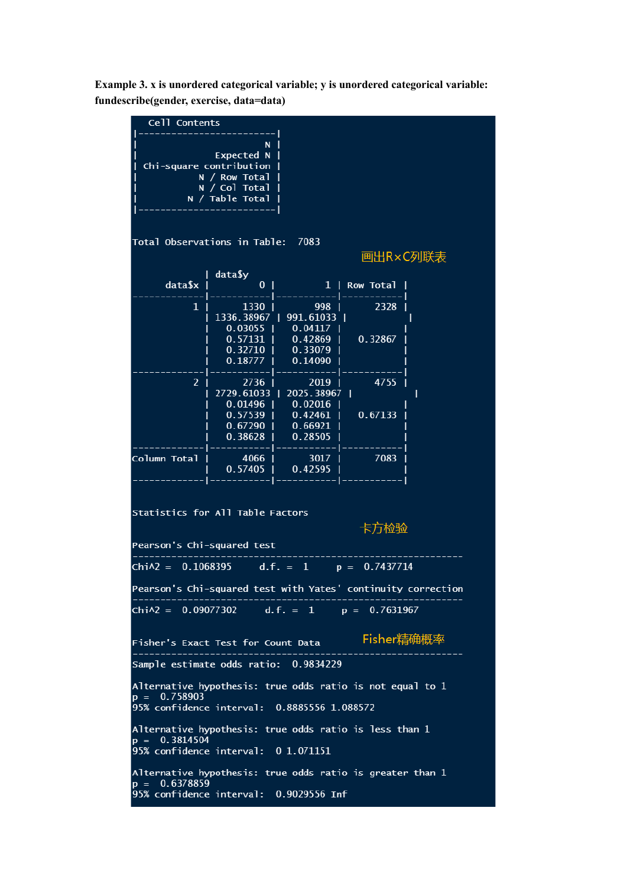**Example 3. x is unordered categorical variable; y is unordered categorical variable: fundescribe(gender, exercise, data=data)**

```
   Cell Contents
|-------------------------|
|                       N |
|              Expected N |
| Chi-square contribution |
|             N / Row Total |
|             N / Col Total |
|           N / Table Total |
|-------------------------|


Total Observations in Table:  7083
                                                    画出R×C列联表

             | data$y
      data$x |         0 |         1 | Row Total |
-------------|-----------|-----------|-----------|
           1 |      1330 |       998 |      2328 |
             | 1336.38967 | 991.61033 |           |
             |   0.03055 |   0.04117 |           |
             |   0.57131 |   0.42869 |   0.32867 |
             |   0.32710 |   0.33079 |           |
             |   0.18777 |   0.14090 |           |
-------------|-----------|-----------|-----------|
           2 |      2736 |      2019 |      4755 |
             | 2729.61033 | 2025.38967 |           |
             |   0.01496 |   0.02016 |           |
             |   0.57539 |   0.42461 |   0.67133 |
             |   0.67290 |   0.66921 |           |
             |   0.38628 |   0.28505 |           |
-------------|-----------|-----------|-----------|
Column Total |      4066 |      3017 |      7083 |
             |   0.57405 |   0.42595 |           |
-------------|-----------|-----------|-----------|


Statistics for All Table Factors
                                                    卡方检验

Pearson's Chi-squared test
------------------------------------------------------------
Chi^2 =  0.1068395     d.f. =  1     p =  0.7437714

Pearson's Chi-squared test with Yates' continuity correction
------------------------------------------------------------
Chi^2 =  0.09077302     d.f. =  1     p =  0.7631967


Fisher's Exact Test for Count Data                 Fisher精确概率
------------------------------------------------------------
Sample estimate odds ratio:  0.9834229

Alternative hypothesis: true odds ratio is not equal to 1
p =  0.758903
95% confidence interval:  0.8885556 1.088572

Alternative hypothesis: true odds ratio is less than 1
p =  0.3814504
95% confidence interval:  0 1.071151

Alternative hypothesis: true odds ratio is greater than 1
p =  0.6378859
95% confidence interval:  0.9029556 Inf
```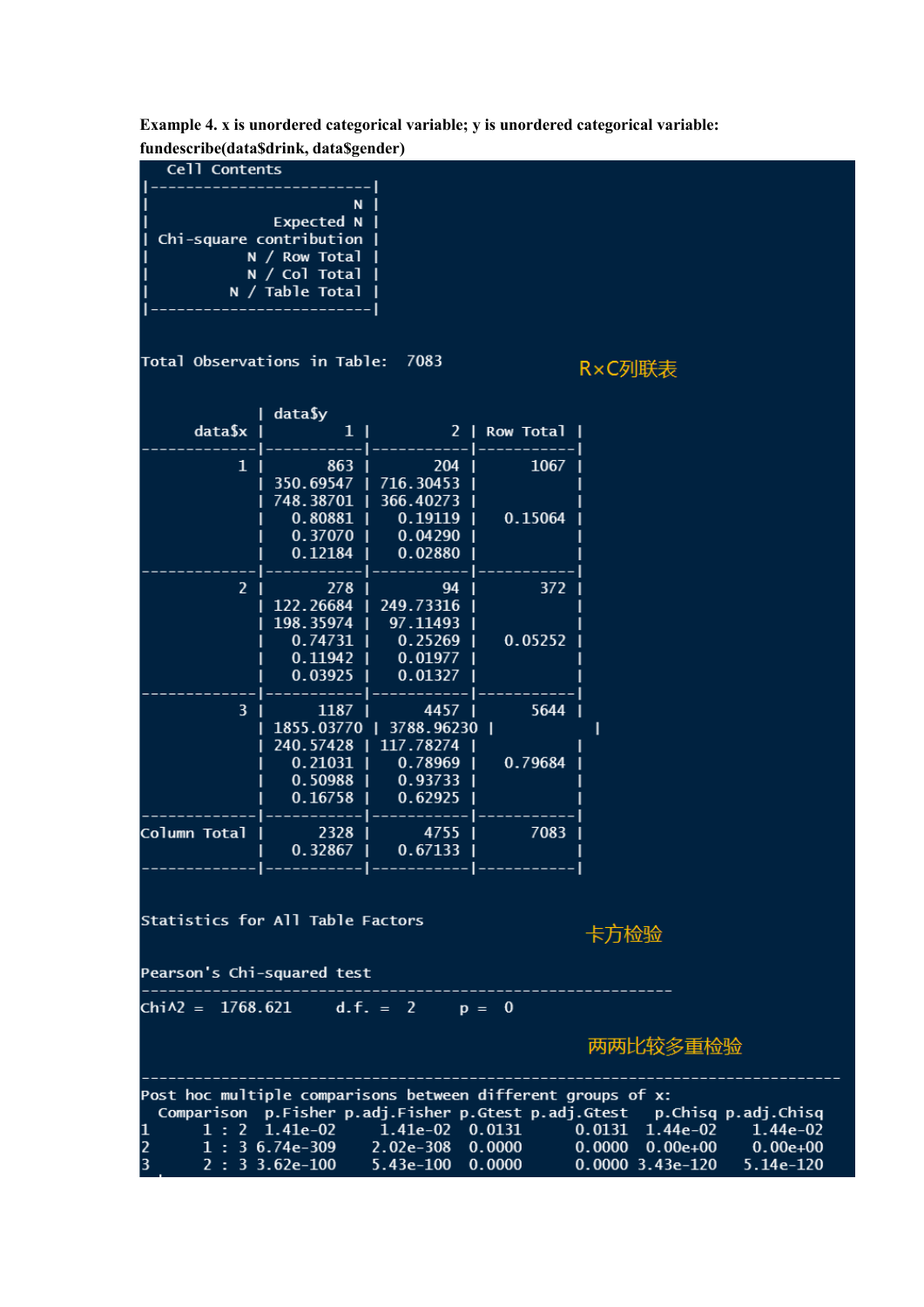**Example 4. x is unordered categorical variable; y is unordered categorical variable: fundescribe(data$drink, data$gender)**

```
   Cell Contents
|-------------------------|
|                       N |
|              Expected N |
| Chi-square contribution |
|           N / Row Total |
|           N / Col Total |
|         N / Table Total |
|-------------------------|


Total Observations in Table:  7083

             | data$y
      data$x |         1 |         2 | Row Total |
-------------|-----------|-----------|-----------|
           1 |       863 |       204 |      1067 |
             | 350.69547 | 716.30453 |           |
             | 748.38701 | 366.40273 |           |
             |   0.80881 |   0.19119 |   0.15064 |
             |   0.37070 |   0.04290 |           |
             |   0.12184 |   0.02880 |           |
-------------|-----------|-----------|-----------|
           2 |       278 |        94 |       372 |
             | 122.26684 | 249.73316 |           |
             | 198.35974 |  97.11493 |           |
             |   0.74731 |   0.25269 |   0.05252 |
             |   0.11942 |   0.01977 |           |
             |   0.03925 |   0.01327 |           |
-------------|-----------|-----------|-----------|
           3 |      1187 |      4457 |      5644 |
             | 1855.03770 | 3788.96230 |          |
             | 240.57428 | 117.78274 |           |
             |   0.21031 |   0.78969 |   0.79684 |
             |   0.50988 |   0.93733 |           |
             |   0.16758 |   0.62925 |           |
-------------|-----------|-----------|-----------|
Column Total |      2328 |      4755 |      7083 |
             |   0.32867 |   0.67133 |           |
-------------|-----------|-----------|-----------|


Statistics for All Table Factors


Pearson's Chi-squared test
------------------------------------------------------------
Chi^2 =  1768.621     d.f. =  2     p =  0


-------------------------------------------------------------------------------
Post hoc multiple comparisons between different groups of x:
  Comparison  p.Fisher p.adj.Fisher p.Gtest p.adj.Gtest    p.Chisq p.adj.Chisq
1      1 : 2  1.41e-02     1.41e-02  0.0131      0.0131  1.44e-02    1.44e-02
2      1 : 3 6.74e-309    2.02e-308  0.0000      0.0000  0.00e+00    0.00e+00
3      2 : 3 3.62e-100    5.43e-100  0.0000      0.0000 3.43e-120   5.14e-120
```

R×C列联表

卡方检验

两两比较多重检验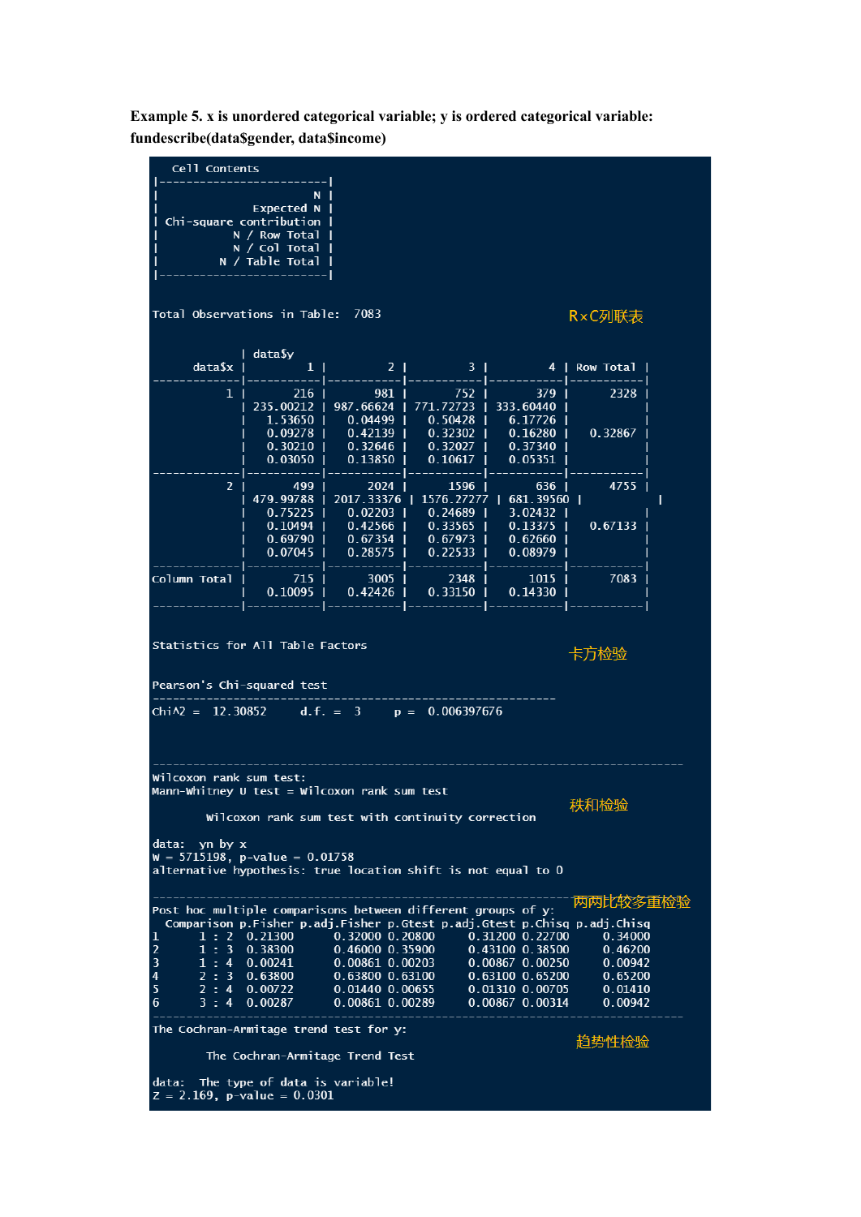**Example 5. x is unordered categorical variable; y is ordered categorical variable: fundescribe(data$gender, data$income)**

```
 Cell Contents
|-------------------------|
|                       N |
|              Expected N |
| Chi-square contribution |
|           N / Row Total |
|           N / Col Total |
|         N / Table Total |
|-------------------------|


Total Observations in Table:  7083

             | data$y
      data$x |         1 |         2 |         3 |         4 | Row Total |
-------------|-----------|-----------|-----------|-----------|-----------|
           1 |       216 |       981 |       752 |       379 |      2328 |
             | 235.00212 | 987.66624 | 771.72723 | 333.60440 |           |
             |   1.53650 |   0.04499 |   0.50428 |   6.17726 |           |
             |   0.09278 |   0.42139 |   0.32302 |   0.16280 |   0.32867 |
             |   0.30210 |   0.32646 |   0.32027 |   0.37340 |           |
             |   0.03050 |   0.13850 |   0.10617 |   0.05351 |           |
-------------|-----------|-----------|-----------|-----------|-----------|
           2 |       499 |      2024 |      1596 |       636 |      4755 |
             | 479.99788 | 2017.33376 | 1576.27277 | 681.39560 |           |
             |   0.75225 |   0.02203 |   0.24689 |   3.02432 |           |
             |   0.10494 |   0.42566 |   0.33565 |   0.13375 |   0.67133 |
             |   0.69790 |   0.67354 |   0.67973 |   0.62660 |           |
             |   0.07045 |   0.28575 |   0.22533 |   0.08979 |           |
-------------|-----------|-----------|-----------|-----------|-----------|
Column Total |       715 |      3005 |      2348 |      1015 |      7083 |
             |   0.10095 |   0.42426 |   0.33150 |   0.14330 |           |
-------------|-----------|-----------|-----------|-----------|-----------|


Statistics for All Table Factors


Pearson's Chi-squared test
------------------------------------------------------------
Chi^2 =  12.30852     d.f. =  3     p =  0.006397676



-------------------------------------------------------------------------------
Wilcoxon rank sum test:
Mann-Whitney U test = Wilcoxon rank sum test

        Wilcoxon rank sum test with continuity correction

data:  yn by x
W = 5715198, p-value = 0.01758
alternative hypothesis: true location shift is not equal to 0

-------------------------------------------------------------------------------
Post hoc multiple comparisons between different groups of y:
  Comparison p.Fisher p.adj.Fisher p.Gtest p.adj.Gtest p.Chisq p.adj.Chisq
1      1 : 2  0.21300      0.32000 0.20800     0.31200 0.22700     0.34000
2      1 : 3  0.38300      0.46000 0.35900     0.43100 0.38500     0.46200
3      1 : 4  0.00241      0.00861 0.00203     0.00867 0.00250     0.00942
4      2 : 3  0.63800      0.63800 0.63100     0.63100 0.65200     0.65200
5      2 : 4  0.00722      0.01440 0.00655     0.01310 0.00705     0.01410
6      3 : 4  0.00287      0.00861 0.00289     0.00867 0.00314     0.00942
-------------------------------------------------------------------------------
The Cochran-Armitage trend test for y:

        The Cochran-Armitage Trend Test

data:  The type of data is variable!
Z = 2.169, p-value = 0.0301
```

R×C列联表

卡方检验

秩和检验

两两比较多重检验

趋势性检验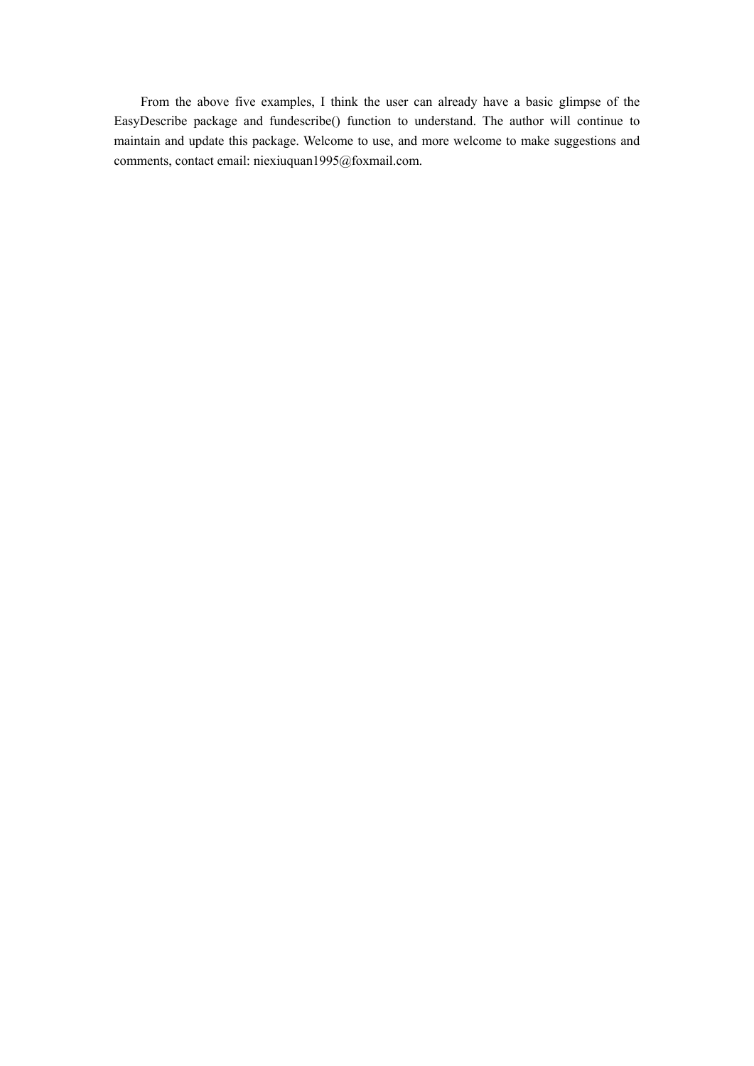From the above five examples, I think the user can already have a basic glimpse of the EasyDescribe package and fundescribe() function to understand. The author will continue to maintain and update this package. Welcome to use, and more welcome to make suggestions and comments, contact email: niexiuquan1995@foxmail.com.